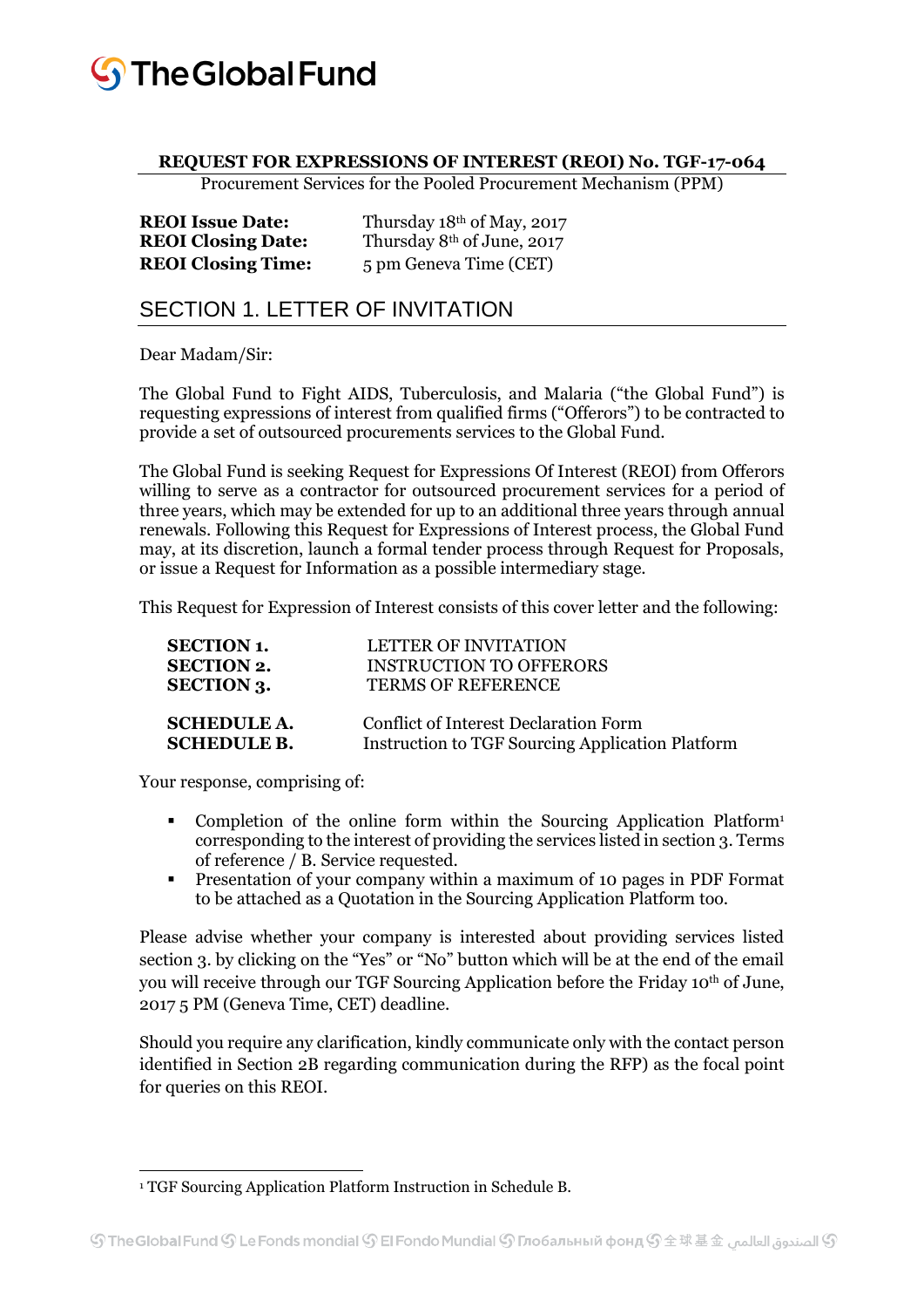The Global Fund

**REQUEST FOR EXPRESSIONS OF INTEREST (REOI) No. TGF-17-064**

Procurement Services for the Pooled Procurement Mechanism (PPM)

| | |
|---|---|
| **REOI Issue Date:** | Thursday 18th of May, 2017 |
| **REOI Closing Date:** | Thursday 8th of June, 2017 |
| **REOI Closing Time:** | 5 pm Geneva Time (CET) |

## SECTION 1. LETTER OF INVITATION

Dear Madam/Sir:

The Global Fund to Fight AIDS, Tuberculosis, and Malaria ("the Global Fund") is requesting expressions of interest from qualified firms ("Offerors") to be contracted to provide a set of outsourced procurements services to the Global Fund.

The Global Fund is seeking Request for Expressions Of Interest (REOI) from Offerors willing to serve as a contractor for outsourced procurement services for a period of three years, which may be extended for up to an additional three years through annual renewals. Following this Request for Expressions of Interest process, the Global Fund may, at its discretion, launch a formal tender process through Request for Proposals, or issue a Request for Information as a possible intermediary stage.

This Request for Expression of Interest consists of this cover letter and the following:

| | |
|---|---|
| **SECTION 1.** | LETTER OF INVITATION |
| **SECTION 2.** | INSTRUCTION TO OFFERORS |
| **SECTION 3.** | TERMS OF REFERENCE |
| **SCHEDULE A.** | Conflict of Interest Declaration Form |
| **SCHEDULE B.** | Instruction to TGF Sourcing Application Platform |

Your response, comprising of:

- Completion of the online form within the Sourcing Application Platform[1] corresponding to the interest of providing the services listed in section 3. Terms of reference / B. Service requested.
- Presentation of your company within a maximum of 10 pages in PDF Format to be attached as a Quotation in the Sourcing Application Platform too.

Please advise whether your company is interested about providing services listed section 3. by clicking on the "Yes" or "No" button which will be at the end of the email you will receive through our TGF Sourcing Application before the Friday 10th of June, 2017 5 PM (Geneva Time, CET) deadline.

Should you require any clarification, kindly communicate only with the contact person identified in Section 2B regarding communication during the RFP) as the focal point for queries on this REOI.

[1] TGF Sourcing Application Platform Instruction in Schedule B.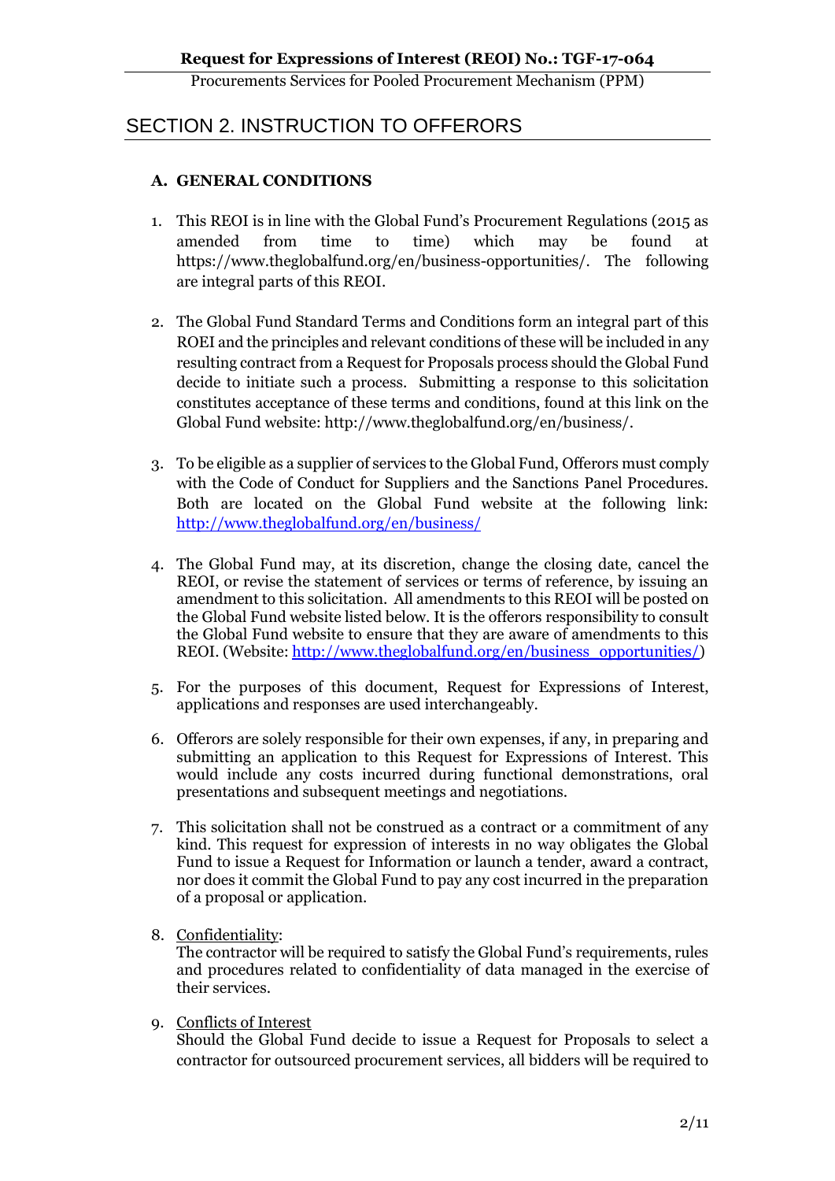## SECTION 2. INSTRUCTION TO OFFERORS

### A. GENERAL CONDITIONS

1. This REOI is in line with the Global Fund's Procurement Regulations (2015 as amended from time to time) which may be found at https://www.theglobalfund.org/en/business-opportunities/. The following are integral parts of this REOI.

2. The Global Fund Standard Terms and Conditions form an integral part of this ROEI and the principles and relevant conditions of these will be included in any resulting contract from a Request for Proposals process should the Global Fund decide to initiate such a process. Submitting a response to this solicitation constitutes acceptance of these terms and conditions, found at this link on the Global Fund website: http://www.theglobalfund.org/en/business/.

3. To be eligible as a supplier of services to the Global Fund, Offerors must comply with the Code of Conduct for Suppliers and the Sanctions Panel Procedures. Both are located on the Global Fund website at the following link: http://www.theglobalfund.org/en/business/

4. The Global Fund may, at its discretion, change the closing date, cancel the REOI, or revise the statement of services or terms of reference, by issuing an amendment to this solicitation. All amendments to this REOI will be posted on the Global Fund website listed below. It is the offerors responsibility to consult the Global Fund website to ensure that they are aware of amendments to this REOI. (Website: http://www.theglobalfund.org/en/business_opportunities/)

5. For the purposes of this document, Request for Expressions of Interest, applications and responses are used interchangeably.

6. Offerors are solely responsible for their own expenses, if any, in preparing and submitting an application to this Request for Expressions of Interest. This would include any costs incurred during functional demonstrations, oral presentations and subsequent meetings and negotiations.

7. This solicitation shall not be construed as a contract or a commitment of any kind. This request for expression of interests in no way obligates the Global Fund to issue a Request for Information or launch a tender, award a contract, nor does it commit the Global Fund to pay any cost incurred in the preparation of a proposal or application.

8. Confidentiality:
   The contractor will be required to satisfy the Global Fund's requirements, rules and procedures related to confidentiality of data managed in the exercise of their services.

9. Conflicts of Interest
   Should the Global Fund decide to issue a Request for Proposals to select a contractor for outsourced procurement services, all bidders will be required to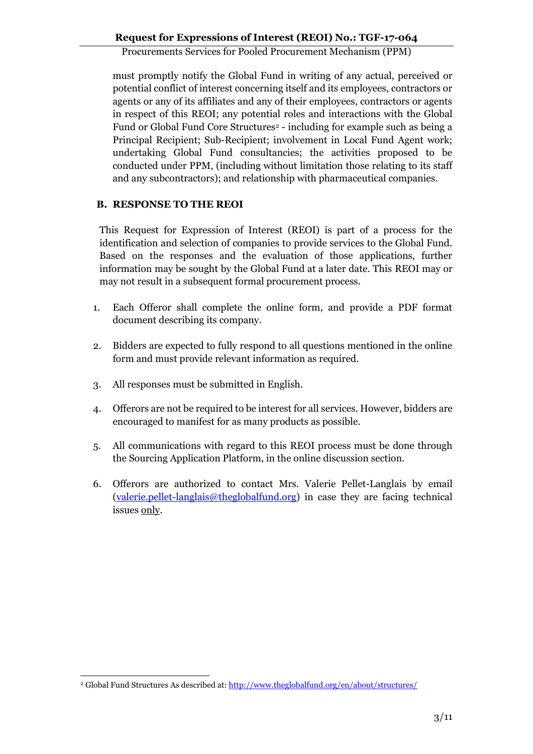must promptly notify the Global Fund in writing of any actual, perceived or potential conflict of interest concerning itself and its employees, contractors or agents or any of its affiliates and any of their employees, contractors or agents in respect of this REOI; any potential roles and interactions with the Global Fund or Global Fund Core Structures[2] - including for example such as being a Principal Recipient; Sub-Recipient; involvement in Local Fund Agent work; undertaking Global Fund consultancies; the activities proposed to be conducted under PPM, (including without limitation those relating to its staff and any subcontractors); and relationship with pharmaceutical companies.

## B. RESPONSE TO THE REOI

This Request for Expression of Interest (REOI) is part of a process for the identification and selection of companies to provide services to the Global Fund. Based on the responses and the evaluation of those applications, further information may be sought by the Global Fund at a later date. This REOI may or may not result in a subsequent formal procurement process.

1. Each Offeror shall complete the online form, and provide a PDF format document describing its company.

2. Bidders are expected to fully respond to all questions mentioned in the online form and must provide relevant information as required.

3. All responses must be submitted in English.

4. Offerors are not be required to be interest for all services. However, bidders are encouraged to manifest for as many products as possible.

5. All communications with regard to this REOI process must be done through the Sourcing Application Platform, in the online discussion section.

6. Offerors are authorized to contact Mrs. Valerie Pellet-Langlais by email (valerie.pellet-langlais@theglobalfund.org) in case they are facing technical issues only.

[2] Global Fund Structures As described at: http://www.theglobalfund.org/en/about/structures/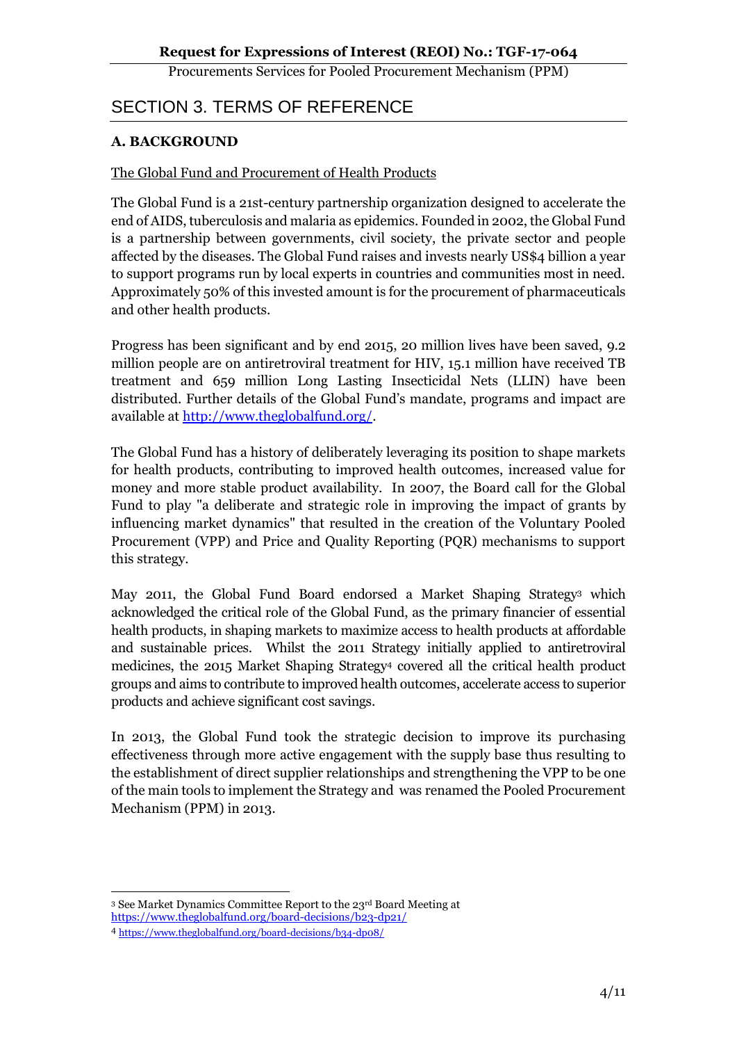# SECTION 3. TERMS OF REFERENCE

## A. BACKGROUND

The Global Fund and Procurement of Health Products

The Global Fund is a 21st-century partnership organization designed to accelerate the end of AIDS, tuberculosis and malaria as epidemics. Founded in 2002, the Global Fund is a partnership between governments, civil society, the private sector and people affected by the diseases. The Global Fund raises and invests nearly US$4 billion a year to support programs run by local experts in countries and communities most in need. Approximately 50% of this invested amount is for the procurement of pharmaceuticals and other health products.

Progress has been significant and by end 2015, 20 million lives have been saved, 9.2 million people are on antiretroviral treatment for HIV, 15.1 million have received TB treatment and 659 million Long Lasting Insecticidal Nets (LLIN) have been distributed. Further details of the Global Fund's mandate, programs and impact are available at http://www.theglobalfund.org/.

The Global Fund has a history of deliberately leveraging its position to shape markets for health products, contributing to improved health outcomes, increased value for money and more stable product availability. In 2007, the Board call for the Global Fund to play "a deliberate and strategic role in improving the impact of grants by influencing market dynamics" that resulted in the creation of the Voluntary Pooled Procurement (VPP) and Price and Quality Reporting (PQR) mechanisms to support this strategy.

May 2011, the Global Fund Board endorsed a Market Shaping Strategy[3] which acknowledged the critical role of the Global Fund, as the primary financier of essential health products, in shaping markets to maximize access to health products at affordable and sustainable prices. Whilst the 2011 Strategy initially applied to antiretroviral medicines, the 2015 Market Shaping Strategy[4] covered all the critical health product groups and aims to contribute to improved health outcomes, accelerate access to superior products and achieve significant cost savings.

In 2013, the Global Fund took the strategic decision to improve its purchasing effectiveness through more active engagement with the supply base thus resulting to the establishment of direct supplier relationships and strengthening the VPP to be one of the main tools to implement the Strategy and was renamed the Pooled Procurement Mechanism (PPM) in 2013.

---

[3] See Market Dynamics Committee Report to the 23rd Board Meeting at https://www.theglobalfund.org/board-decisions/b23-dp21/

[4] https://www.theglobalfund.org/board-decisions/b34-dp08/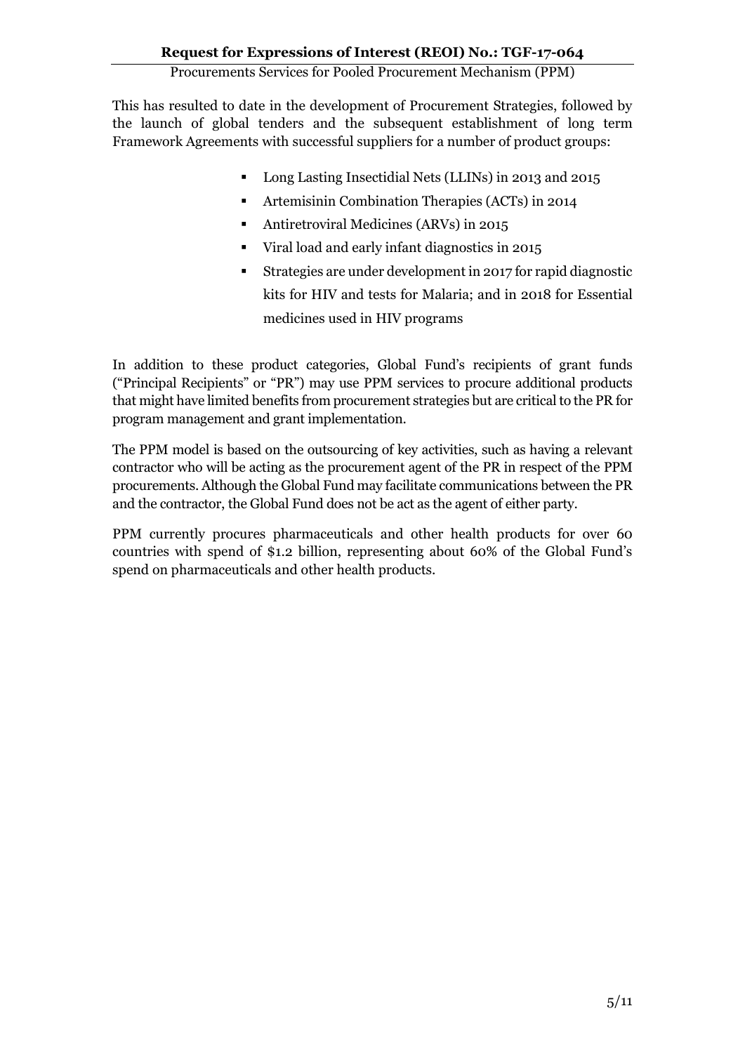This has resulted to date in the development of Procurement Strategies, followed by the launch of global tenders and the subsequent establishment of long term Framework Agreements with successful suppliers for a number of product groups:

- Long Lasting Insectidial Nets (LLINs) in 2013 and 2015
- Artemisinin Combination Therapies (ACTs) in 2014
- Antiretroviral Medicines (ARVs) in 2015
- Viral load and early infant diagnostics in 2015
- Strategies are under development in 2017 for rapid diagnostic kits for HIV and tests for Malaria; and in 2018 for Essential medicines used in HIV programs

In addition to these product categories, Global Fund's recipients of grant funds ("Principal Recipients" or "PR") may use PPM services to procure additional products that might have limited benefits from procurement strategies but are critical to the PR for program management and grant implementation.

The PPM model is based on the outsourcing of key activities, such as having a relevant contractor who will be acting as the procurement agent of the PR in respect of the PPM procurements. Although the Global Fund may facilitate communications between the PR and the contractor, the Global Fund does not be act as the agent of either party.

PPM currently procures pharmaceuticals and other health products for over 60 countries with spend of $1.2 billion, representing about 60% of the Global Fund's spend on pharmaceuticals and other health products.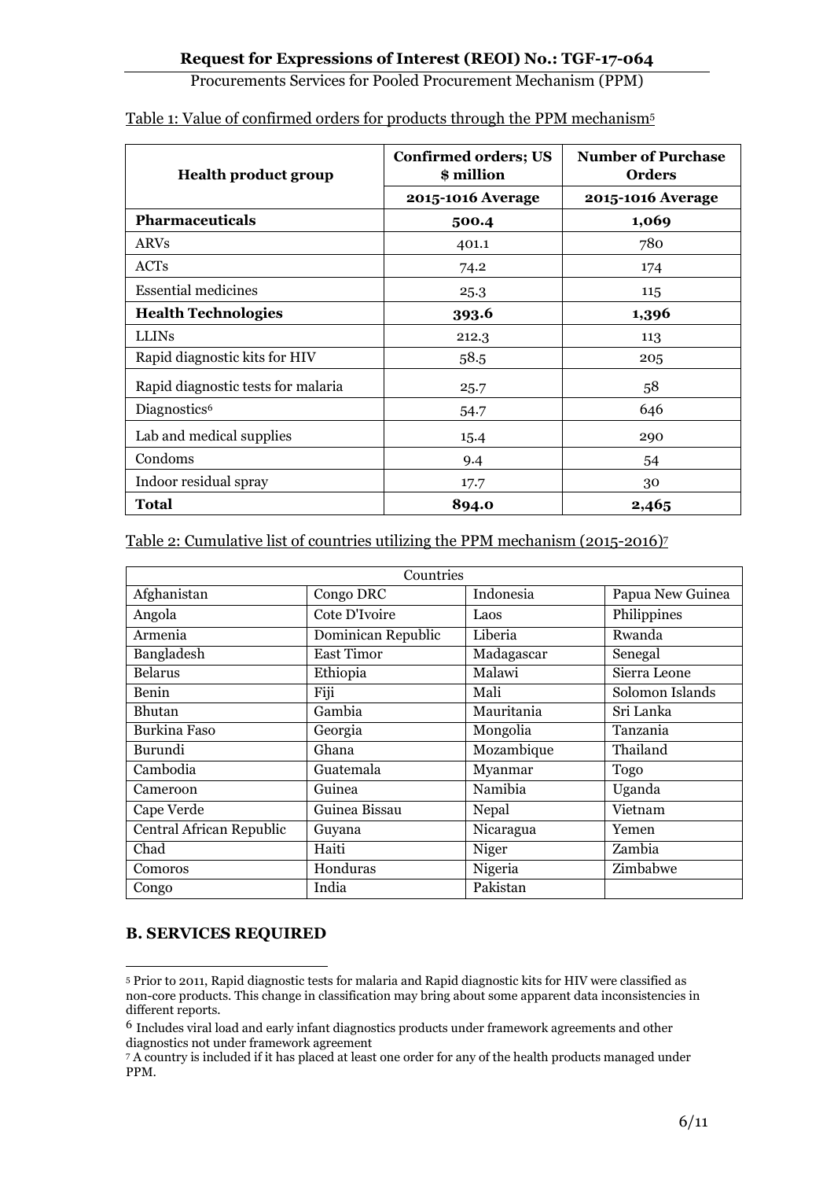Table 1: Value of confirmed orders for products through the PPM mechanism[5]

| Health product group | Confirmed orders; US $ million | Number of Purchase Orders |
|---|---|---|
| | 2015-1016 Average | 2015-1016 Average |
| **Pharmaceuticals** | **500.4** | **1,069** |
| ARVs | 401.1 | 780 |
| ACTs | 74.2 | 174 |
| Essential medicines | 25.3 | 115 |
| **Health Technologies** | **393.6** | **1,396** |
| LLINs | 212.3 | 113 |
| Rapid diagnostic kits for HIV | 58.5 | 205 |
| Rapid diagnostic tests for malaria | 25.7 | 58 |
| Diagnostics[6] | 54.7 | 646 |
| Lab and medical supplies | 15.4 | 290 |
| Condoms | 9.4 | 54 |
| Indoor residual spray | 17.7 | 30 |
| **Total** | **894.0** | **2,465** |

Table 2: Cumulative list of countries utilizing the PPM mechanism (2015-2016)[7]

| Countries | | | |
|---|---|---|---|
| Afghanistan | Congo DRC | Indonesia | Papua New Guinea |
| Angola | Cote D'Ivoire | Laos | Philippines |
| Armenia | Dominican Republic | Liberia | Rwanda |
| Bangladesh | East Timor | Madagascar | Senegal |
| Belarus | Ethiopia | Malawi | Sierra Leone |
| Benin | Fiji | Mali | Solomon Islands |
| Bhutan | Gambia | Mauritania | Sri Lanka |
| Burkina Faso | Georgia | Mongolia | Tanzania |
| Burundi | Ghana | Mozambique | Thailand |
| Cambodia | Guatemala | Myanmar | Togo |
| Cameroon | Guinea | Namibia | Uganda |
| Cape Verde | Guinea Bissau | Nepal | Vietnam |
| Central African Republic | Guyana | Nicaragua | Yemen |
| Chad | Haiti | Niger | Zambia |
| Comoros | Honduras | Nigeria | Zimbabwe |
| Congo | India | Pakistan | |

## B. SERVICES REQUIRED

[5] Prior to 2011, Rapid diagnostic tests for malaria and Rapid diagnostic kits for HIV were classified as non-core products. This change in classification may bring about some apparent data inconsistencies in different reports.

[6] Includes viral load and early infant diagnostics products under framework agreements and other diagnostics not under framework agreement

[7] A country is included if it has placed at least one order for any of the health products managed under PPM.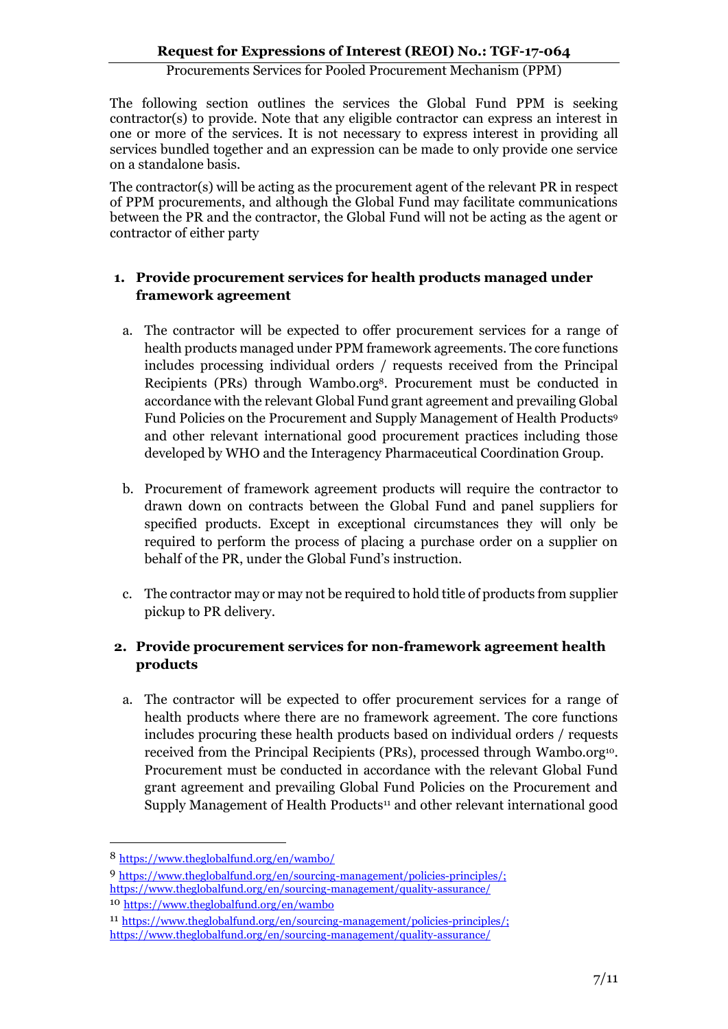The following section outlines the services the Global Fund PPM is seeking contractor(s) to provide. Note that any eligible contractor can express an interest in one or more of the services. It is not necessary to express interest in providing all services bundled together and an expression can be made to only provide one service on a standalone basis.

The contractor(s) will be acting as the procurement agent of the relevant PR in respect of PPM procurements, and although the Global Fund may facilitate communications between the PR and the contractor, the Global Fund will not be acting as the agent or contractor of either party

**1. Provide procurement services for health products managed under framework agreement**

a. The contractor will be expected to offer procurement services for a range of health products managed under PPM framework agreements. The core functions includes processing individual orders / requests received from the Principal Recipients (PRs) through Wambo.org[8]. Procurement must be conducted in accordance with the relevant Global Fund grant agreement and prevailing Global Fund Policies on the Procurement and Supply Management of Health Products[9] and other relevant international good procurement practices including those developed by WHO and the Interagency Pharmaceutical Coordination Group.

b. Procurement of framework agreement products will require the contractor to drawn down on contracts between the Global Fund and panel suppliers for specified products. Except in exceptional circumstances they will only be required to perform the process of placing a purchase order on a supplier on behalf of the PR, under the Global Fund's instruction.

c. The contractor may or may not be required to hold title of products from supplier pickup to PR delivery.

**2. Provide procurement services for non-framework agreement health products**

a. The contractor will be expected to offer procurement services for a range of health products where there are no framework agreement. The core functions includes procuring these health products based on individual orders / requests received from the Principal Recipients (PRs), processed through Wambo.org[10]. Procurement must be conducted in accordance with the relevant Global Fund grant agreement and prevailing Global Fund Policies on the Procurement and Supply Management of Health Products[11] and other relevant international good

---

[8] https://www.theglobalfund.org/en/wambo/

[9] https://www.theglobalfund.org/en/sourcing-management/policies-principles/; https://www.theglobalfund.org/en/sourcing-management/quality-assurance/

[10] https://www.theglobalfund.org/en/wambo

[11] https://www.theglobalfund.org/en/sourcing-management/policies-principles/; https://www.theglobalfund.org/en/sourcing-management/quality-assurance/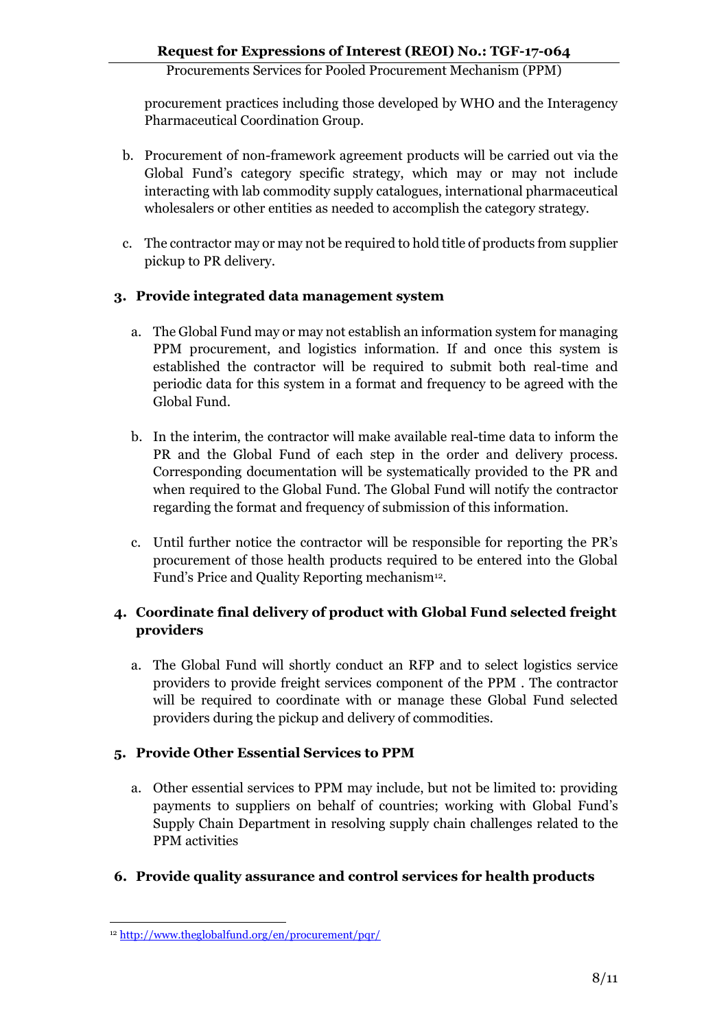procurement practices including those developed by WHO and the Interagency Pharmaceutical Coordination Group.

b. Procurement of non-framework agreement products will be carried out via the Global Fund's category specific strategy, which may or may not include interacting with lab commodity supply catalogues, international pharmaceutical wholesalers or other entities as needed to accomplish the category strategy.

c. The contractor may or may not be required to hold title of products from supplier pickup to PR delivery.

### 3. Provide integrated data management system

a. The Global Fund may or may not establish an information system for managing PPM procurement, and logistics information. If and once this system is established the contractor will be required to submit both real-time and periodic data for this system in a format and frequency to be agreed with the Global Fund.

b. In the interim, the contractor will make available real-time data to inform the PR and the Global Fund of each step in the order and delivery process. Corresponding documentation will be systematically provided to the PR and when required to the Global Fund. The Global Fund will notify the contractor regarding the format and frequency of submission of this information.

c. Until further notice the contractor will be responsible for reporting the PR's procurement of those health products required to be entered into the Global Fund's Price and Quality Reporting mechanism[12].

### 4. Coordinate final delivery of product with Global Fund selected freight providers

a. The Global Fund will shortly conduct an RFP and to select logistics service providers to provide freight services component of the PPM . The contractor will be required to coordinate with or manage these Global Fund selected providers during the pickup and delivery of commodities.

### 5. Provide Other Essential Services to PPM

a. Other essential services to PPM may include, but not be limited to: providing payments to suppliers on behalf of countries; working with Global Fund's Supply Chain Department in resolving supply chain challenges related to the PPM activities

### 6. Provide quality assurance and control services for health products

---

[12] http://www.theglobalfund.org/en/procurement/pqr/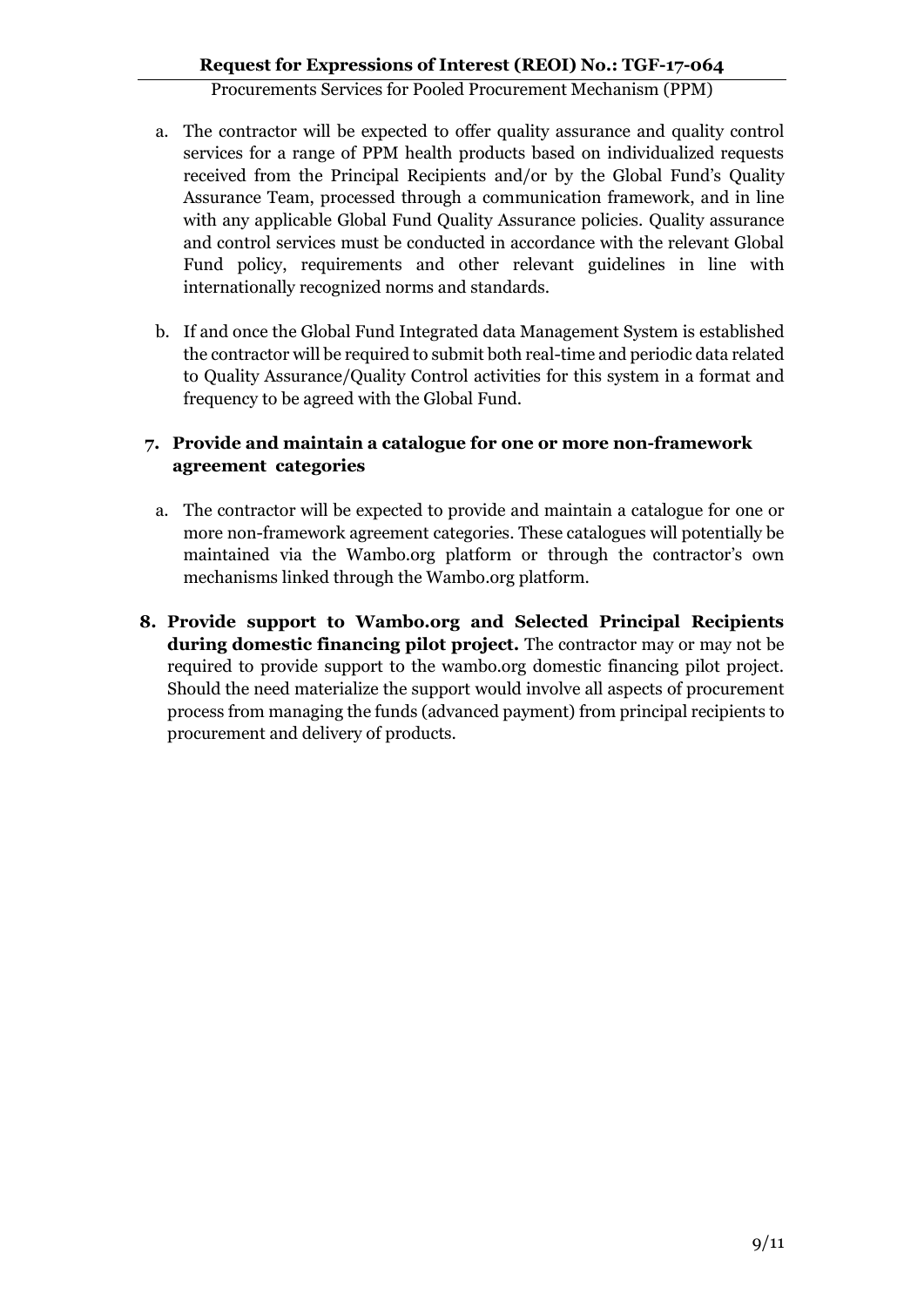a. The contractor will be expected to offer quality assurance and quality control services for a range of PPM health products based on individualized requests received from the Principal Recipients and/or by the Global Fund's Quality Assurance Team, processed through a communication framework, and in line with any applicable Global Fund Quality Assurance policies. Quality assurance and control services must be conducted in accordance with the relevant Global Fund policy, requirements and other relevant guidelines in line with internationally recognized norms and standards.

b. If and once the Global Fund Integrated data Management System is established the contractor will be required to submit both real-time and periodic data related to Quality Assurance/Quality Control activities for this system in a format and frequency to be agreed with the Global Fund.

**7. Provide and maintain a catalogue for one or more non-framework agreement categories**

a. The contractor will be expected to provide and maintain a catalogue for one or more non-framework agreement categories. These catalogues will potentially be maintained via the Wambo.org platform or through the contractor's own mechanisms linked through the Wambo.org platform.

**8. Provide support to Wambo.org and Selected Principal Recipients during domestic financing pilot project.** The contractor may or may not be required to provide support to the wambo.org domestic financing pilot project. Should the need materialize the support would involve all aspects of procurement process from managing the funds (advanced payment) from principal recipients to procurement and delivery of products.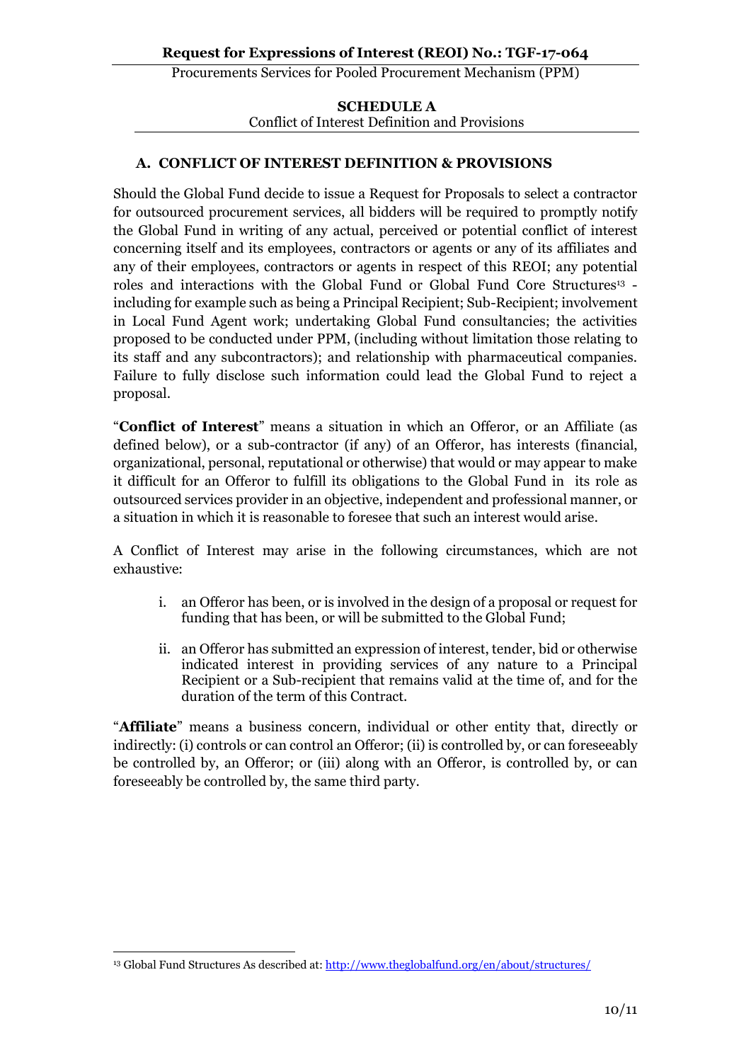## SCHEDULE A

Conflict of Interest Definition and Provisions

### A. CONFLICT OF INTEREST DEFINITION & PROVISIONS

Should the Global Fund decide to issue a Request for Proposals to select a contractor for outsourced procurement services, all bidders will be required to promptly notify the Global Fund in writing of any actual, perceived or potential conflict of interest concerning itself and its employees, contractors or agents or any of its affiliates and any of their employees, contractors or agents in respect of this REOI; any potential roles and interactions with the Global Fund or Global Fund Core Structures[13] - including for example such as being a Principal Recipient; Sub-Recipient; involvement in Local Fund Agent work; undertaking Global Fund consultancies; the activities proposed to be conducted under PPM, (including without limitation those relating to its staff and any subcontractors); and relationship with pharmaceutical companies. Failure to fully disclose such information could lead the Global Fund to reject a proposal.

"**Conflict of Interest**" means a situation in which an Offeror, or an Affiliate (as defined below), or a sub-contractor (if any) of an Offeror, has interests (financial, organizational, personal, reputational or otherwise) that would or may appear to make it difficult for an Offeror to fulfill its obligations to the Global Fund in its role as outsourced services provider in an objective, independent and professional manner, or a situation in which it is reasonable to foresee that such an interest would arise.

A Conflict of Interest may arise in the following circumstances, which are not exhaustive:

i. an Offeror has been, or is involved in the design of a proposal or request for funding that has been, or will be submitted to the Global Fund;

ii. an Offeror has submitted an expression of interest, tender, bid or otherwise indicated interest in providing services of any nature to a Principal Recipient or a Sub-recipient that remains valid at the time of, and for the duration of the term of this Contract.

"**Affiliate**" means a business concern, individual or other entity that, directly or indirectly: (i) controls or can control an Offeror; (ii) is controlled by, or can foreseeably be controlled by, an Offeror; or (iii) along with an Offeror, is controlled by, or can foreseeably be controlled by, the same third party.

---

[13] Global Fund Structures As described at: http://www.theglobalfund.org/en/about/structures/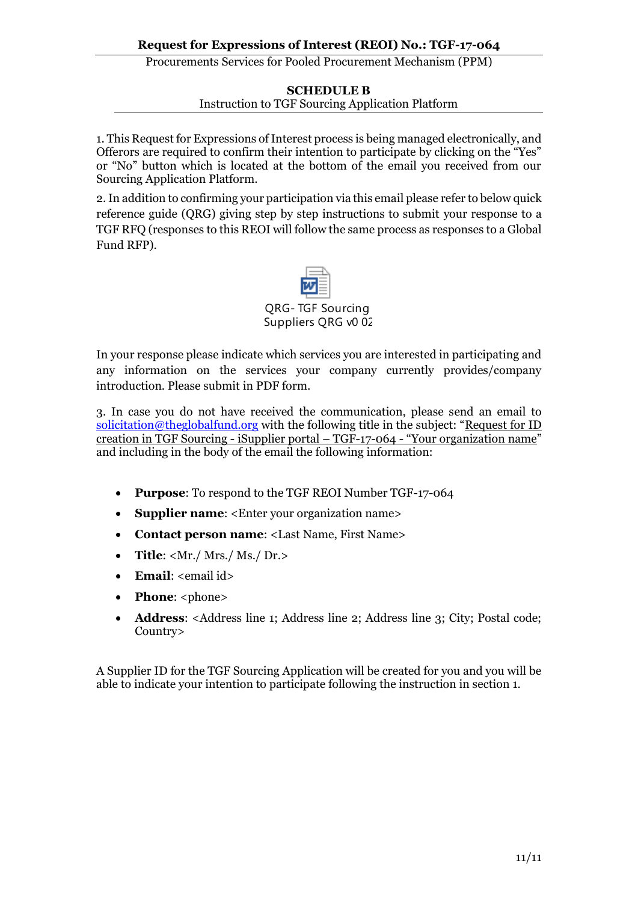**Request for Expressions of Interest (REOI) No.: TGF-17-064**

Procurements Services for Pooled Procurement Mechanism (PPM)

## SCHEDULE B

Instruction to TGF Sourcing Application Platform

1. This Request for Expressions of Interest process is being managed electronically, and Offerors are required to confirm their intention to participate by clicking on the "Yes" or "No" button which is located at the bottom of the email you received from our Sourcing Application Platform.

2. In addition to confirming your participation via this email please refer to below quick reference guide (QRG) giving step by step instructions to submit your response to a TGF RFQ (responses to this REOI will follow the same process as responses to a Global Fund RFP).

QRG- TGF Sourcing Suppliers QRG v0 02

In your response please indicate which services you are interested in participating and any information on the services your company currently provides/company introduction. Please submit in PDF form.

3. In case you do not have received the communication, please send an email to solicitation@theglobalfund.org with the following title in the subject: "Request for ID creation in TGF Sourcing - iSupplier portal – TGF-17-064 - "Your organization name" and including in the body of the email the following information:

- **Purpose**: To respond to the TGF REOI Number TGF-17-064
- **Supplier name**: <Enter your organization name>
- **Contact person name**: <Last Name, First Name>
- **Title**: <Mr./ Mrs./ Ms./ Dr.>
- **Email**: <email id>
- **Phone**: <phone>
- **Address**: <Address line 1; Address line 2; Address line 3; City; Postal code; Country>

A Supplier ID for the TGF Sourcing Application will be created for you and you will be able to indicate your intention to participate following the instruction in section 1.